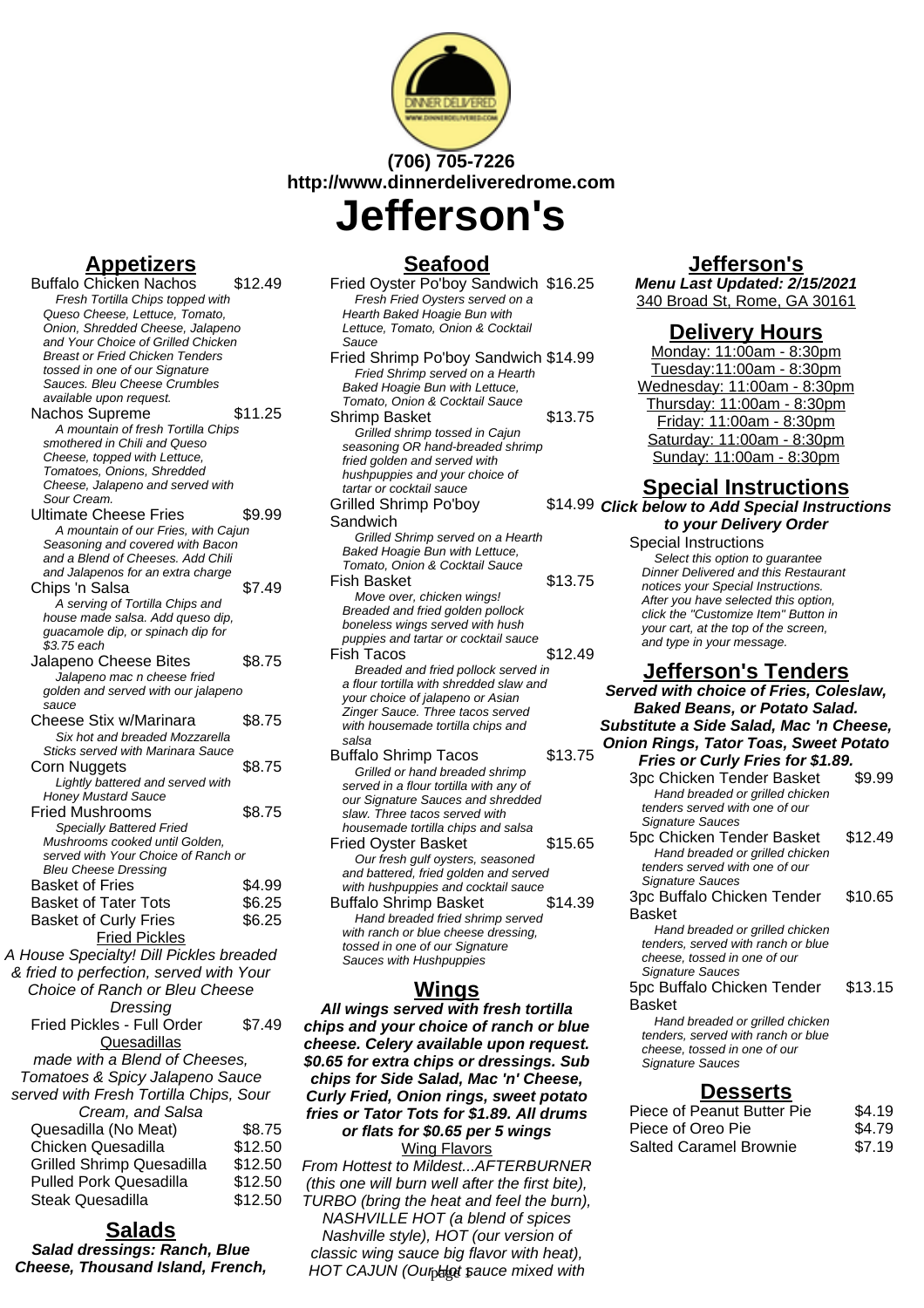(706) 705-7226
http://www.dinnerdeliveredrome.com

# Jefferson's

## Appetizers

**Buffalo Chicken Nachos** $12.49
*Fresh Tortilla Chips topped with Queso Cheese, Lettuce, Tomato, Onion, Shredded Cheese, Jalapeno and Your Choice of Grilled Chicken Breast or Fried Chicken Tenders tossed in one of our Signature Sauces. Bleu Cheese Crumbles available upon request.*

**Nachos Supreme** $11.25
*A mountain of fresh Tortilla Chips smothered in Chili and Queso Cheese, topped with Lettuce, Tomatoes, Onions, Shredded Cheese, Jalapeno and served with Sour Cream.*

**Ultimate Cheese Fries** $9.99
*A mountain of our Fries, with Cajun Seasoning and covered with Bacon and a Blend of Cheeses. Add Chili and Jalapenos for an extra charge*

**Chips 'n Salsa** $7.49
*A serving of Tortilla Chips and house made salsa. Add queso dip, guacamole dip, or spinach dip for $3.75 each*

**Jalapeno Cheese Bites** $8.75
*Jalapeno mac n cheese fried golden and served with our jalapeno sauce*

**Cheese Stix w/Marinara** $8.75
*Six hot and breaded Mozzarella Sticks served with Marinara Sauce*

**Corn Nuggets** $8.75
*Lightly battered and served with Honey Mustard Sauce*

**Fried Mushrooms** $8.75
*Specially Battered Fried Mushrooms cooked until Golden, served with Your Choice of Ranch or Bleu Cheese Dressing*

| Item | Price |
|---|---|
| Basket of Fries | $4.99 |
| Basket of Tater Tots | $6.25 |
| Basket of Curly Fries | $6.25 |

### Fried Pickles

A House Specialty! Dill Pickles breaded & fried to perfection, served with Your Choice of Ranch or Bleu Cheese Dressing

| Item | Price |
|---|---|
| Fried Pickles - Full Order | $7.49 |

### Quesadillas

made with a Blend of Cheeses, Tomatoes & Spicy Jalapeno Sauce served with Fresh Tortilla Chips, Sour Cream, and Salsa

| Item | Price |
|---|---|
| Quesadilla (No Meat) | $8.75 |
| Chicken Quesadilla | $12.50 |
| Grilled Shrimp Quesadilla | $12.50 |
| Pulled Pork Quesadilla | $12.50 |
| Steak Quesadilla | $12.50 |

## Salads

**Salad dressings: Ranch, Blue Cheese, Thousand Island, French,**

## Seafood

**Fried Oyster Po'boy Sandwich** $16.25
*Fresh Fried Oysters served on a Hearth Baked Hoagie Bun with Lettuce, Tomato, Onion & Cocktail Sauce*

**Fried Shrimp Po'boy Sandwich** $14.99
*Fried Shrimp served on a Hearth Baked Hoagie Bun with Lettuce, Tomato, Onion & Cocktail Sauce*

**Shrimp Basket** $13.75
*Grilled shrimp tossed in Cajun seasoning OR hand-breaded shrimp fried golden and served with hushpuppies and your choice of tartar or cocktail sauce*

**Grilled Shrimp Po'boy Sandwich** $14.99
*Grilled Shrimp served on a Hearth Baked Hoagie Bun with Lettuce, Tomato, Onion & Cocktail Sauce*

**Fish Basket** $13.75
*Move over, chicken wings! Breaded and fried golden pollock boneless wings served with hush puppies and tartar or cocktail sauce*

**Fish Tacos** $12.49
*Breaded and fried pollock served in a flour tortilla with shredded slaw and your choice of jalapeno or Asian Zinger Sauce. Three tacos served with housemade tortilla chips and salsa*

**Buffalo Shrimp Tacos** $13.75
*Grilled or hand breaded shrimp served in a flour tortilla with any of our Signature Sauces and shredded slaw. Three tacos served with housemade tortilla chips and salsa*

**Fried Oyster Basket** $15.65
*Our fresh gulf oysters, seasoned and battered, fried golden and served with hushpuppies and cocktail sauce*

**Buffalo Shrimp Basket** $14.39
*Hand breaded fried shrimp served with ranch or blue cheese dressing, tossed in one of our Signature Sauces with Hushpuppies*

## Wings

**All wings served with fresh tortilla chips and your choice of ranch or blue cheese. Celery available upon request. $0.65 for extra chips or dressings. Sub chips for Side Salad, Mac 'n' Cheese, Curly Fried, Onion rings, sweet potato fries or Tator Tots for $1.89. All drums or flats for $0.65 per 5 wings**

### Wing Flavors

From Hottest to Mildest...AFTERBURNER (this one will burn well after the first bite), TURBO (bring the heat and feel the burn), NASHVILLE HOT (a blend of spices Nashville style), HOT (our version of classic wing sauce big flavor with heat), HOT CAJUN (Our Hot sauce mixed with

## Jefferson's

**Menu Last Updated: 2/15/2021**
340 Broad St, Rome, GA 30161

## Delivery Hours

Monday: 11:00am - 8:30pm
Tuesday:11:00am - 8:30pm
Wednesday: 11:00am - 8:30pm
Thursday: 11:00am - 8:30pm
Friday: 11:00am - 8:30pm
Saturday: 11:00am - 8:30pm
Sunday: 11:00am - 8:30pm

## Special Instructions

**Click below to Add Special Instructions to your Delivery Order**

**Special Instructions**
*Select this option to guarantee Dinner Delivered and this Restaurant notices your Special Instructions. After you have selected this option, click the "Customize Item" Button in your cart, at the top of the screen, and type in your message.*

## Jefferson's Tenders

**Served with choice of Fries, Coleslaw, Baked Beans, or Potato Salad. Substitute a Side Salad, Mac 'n Cheese, Onion Rings, Tator Toas, Sweet Potato Fries or Curly Fries for $1.89.**

**3pc Chicken Tender Basket** $9.99
*Hand breaded or grilled chicken tenders served with one of our Signature Sauces*

**5pc Chicken Tender Basket** $12.49
*Hand breaded or grilled chicken tenders served with one of our Signature Sauces*

**3pc Buffalo Chicken Tender Basket** $10.65
*Hand breaded or grilled chicken tenders, served with ranch or blue cheese, tossed in one of our Signature Sauces*

**5pc Buffalo Chicken Tender Basket** $13.15
*Hand breaded or grilled chicken tenders, served with ranch or blue cheese, tossed in one of our Signature Sauces*

## Desserts

| Item | Price |
|---|---|
| Piece of Peanut Butter Pie | $4.19 |
| Piece of Oreo Pie | $4.79 |
| Salted Caramel Brownie | $7.19 |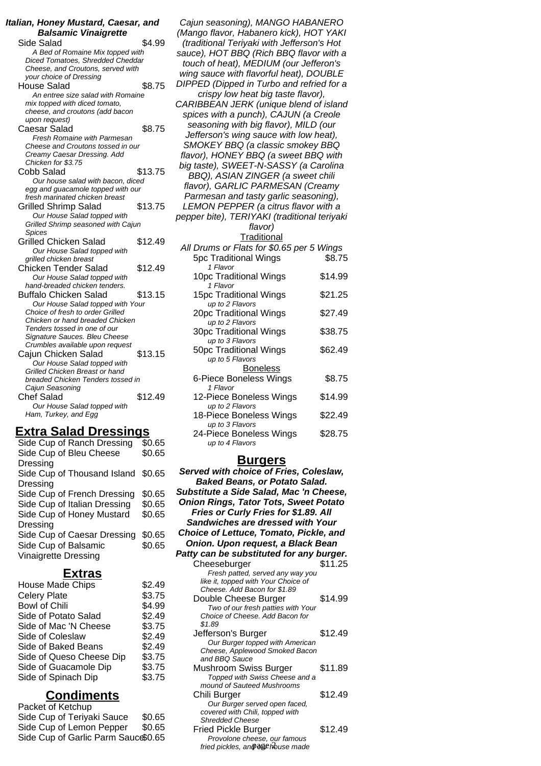**Italian, Honey Mustard, Caesar, and Balsamic Vinaigrette**

| Item | Price |
|---|---|
| Side Salad<br>*A Bed of Romaine Mix topped with Diced Tomatoes, Shredded Cheddar Cheese, and Croutons, served with your choice of Dressing* | $4.99 |
| House Salad<br>*An entree size salad with Romaine mix topped with diced tomato, cheese, and croutons (add bacon upon request)* | $8.75 |
| Caesar Salad<br>*Fresh Romaine with Parmesan Cheese and Croutons tossed in our Creamy Caesar Dressing. Add Chicken for $3.75* | $8.75 |
| Cobb Salad<br>*Our house salad with bacon, diced egg and guacamole topped with our fresh marinated chicken breast* | $13.75 |
| Grilled Shrimp Salad<br>*Our House Salad topped with Grilled Shrimp seasoned with Cajun Spices* | $13.75 |
| Grilled Chicken Salad<br>*Our House Salad topped with grilled chicken breast* | $12.49 |
| Chicken Tender Salad<br>*Our House Salad topped with hand-breaded chicken tenders.* | $12.49 |
| Buffalo Chicken Salad<br>*Our House Salad topped with Your Choice of fresh to order Grilled Chicken or hand breaded Chicken Tenders tossed in one of our Signature Sauces. Bleu Cheese Crumbles available upon request* | $13.15 |
| Cajun Chicken Salad<br>*Our House Salad topped with Grilled Chicken Breast or hand breaded Chicken Tenders tossed in Cajun Seasoning* | $13.15 |
| Chef Salad<br>*Our House Salad topped with Ham, Turkey, and Egg* | $12.49 |

## Extra Salad Dressings

| Item | Price |
|---|---|
| Side Cup of Ranch Dressing | $0.65 |
| Side Cup of Bleu Cheese Dressing | $0.65 |
| Side Cup of Thousand Island Dressing | $0.65 |
| Side Cup of French Dressing | $0.65 |
| Side Cup of Italian Dressing | $0.65 |
| Side Cup of Honey Mustard Dressing | $0.65 |
| Side Cup of Caesar Dressing | $0.65 |
| Side Cup of Balsamic Vinaigrette Dressing | $0.65 |

## Extras

| Item | Price |
|---|---|
| House Made Chips | $2.49 |
| Celery Plate | $3.75 |
| Bowl of Chili | $4.99 |
| Side of Potato Salad | $2.49 |
| Side of Mac 'N Cheese | $3.75 |
| Side of Coleslaw | $2.49 |
| Side of Baked Beans | $2.49 |
| Side of Queso Cheese Dip | $3.75 |
| Side of Guacamole Dip | $3.75 |
| Side of Spinach Dip | $3.75 |

## Condiments

| Item | Price |
|---|---|
| Packet of Ketchup | |
| Side Cup of Teriyaki Sauce | $0.65 |
| Side Cup of Lemon Pepper | $0.65 |
| Side Cup of Garlic Parm Sauce | $0.65 |

*Cajun seasoning), MANGO HABANERO (Mango flavor, Habanero kick), HOT YAKI (traditional Teriyaki with Jefferson's Hot sauce), HOT BBQ (Rich BBQ flavor with a touch of heat), MEDIUM (our Jefferon's wing sauce with flavorful heat), DOUBLE DIPPED (Dipped in Turbo and refried for a crispy low heat big taste flavor), CARIBBEAN JERK (unique blend of island spices with a punch), CAJUN (a Creole seasoning with big flavor), MILD (our Jefferson's wing sauce with low heat), SMOKEY BBQ (a classic smokey BBQ flavor), HONEY BBQ (a sweet BBQ with big taste), SWEET-N-SASSY (a Carolina BBQ), ASIAN ZINGER (a sweet chili flavor), GARLIC PARMESAN (Creamy Parmesan and tasty garlic seasoning), LEMON PEPPER (a citrus flavor with a pepper bite), TERIYAKI (traditional teriyaki flavor)*

### Traditional

*All Drums or Flats for $0.65 per 5 Wings*

| Item | Price |
|---|---|
| 5pc Traditional Wings<br>*1 Flavor* | $8.75 |
| 10pc Traditional Wings<br>*1 Flavor* | $14.99 |
| 15pc Traditional Wings<br>*up to 2 Flavors* | $21.25 |
| 20pc Traditional Wings<br>*up to 2 Flavors* | $27.49 |
| 30pc Traditional Wings<br>*up to 3 Flavors* | $38.75 |
| 50pc Traditional Wings<br>*up to 5 Flavors* | $62.49 |

### Boneless

| Item | Price |
|---|---|
| 6-Piece Boneless Wings<br>*1 Flavor* | $8.75 |
| 12-Piece Boneless Wings<br>*up to 2 Flavors* | $14.99 |
| 18-Piece Boneless Wings<br>*up to 3 Flavors* | $22.49 |
| 24-Piece Boneless Wings<br>*up to 4 Flavors* | $28.75 |

## Burgers

**Served with choice of Fries, Coleslaw, Baked Beans, or Potato Salad. Substitute a Side Salad, Mac 'n Cheese, Onion Rings, Tator Tots, Sweet Potato Fries or Curly Fries for $1.89. All Sandwiches are dressed with Your Choice of Lettuce, Tomato, Pickle, and Onion. Upon request, a Black Bean Patty can be substituted for any burger.**

| Item | Price |
|---|---|
| Cheeseburger<br>*Fresh patted, served any way you like it, topped with Your Choice of Cheese. Add Bacon for $1.89* | $11.25 |
| Double Cheese Burger<br>*Two of our fresh patties with Your Choice of Cheese. Add Bacon for $1.89* | $14.99 |
| Jefferson's Burger<br>*Our Burger topped with American Cheese, Applewood Smoked Bacon and BBQ Sauce* | $12.49 |
| Mushroom Swiss Burger<br>*Topped with Swiss Cheese and a mound of Sauteed Mushrooms* | $11.89 |
| Chili Burger<br>*Our Burger served open faced, covered with Chili, topped with Shredded Cheese* | $12.49 |
| Fried Pickle Burger<br>*Provolone cheese, our famous fried pickles, and our house made* | $12.49 |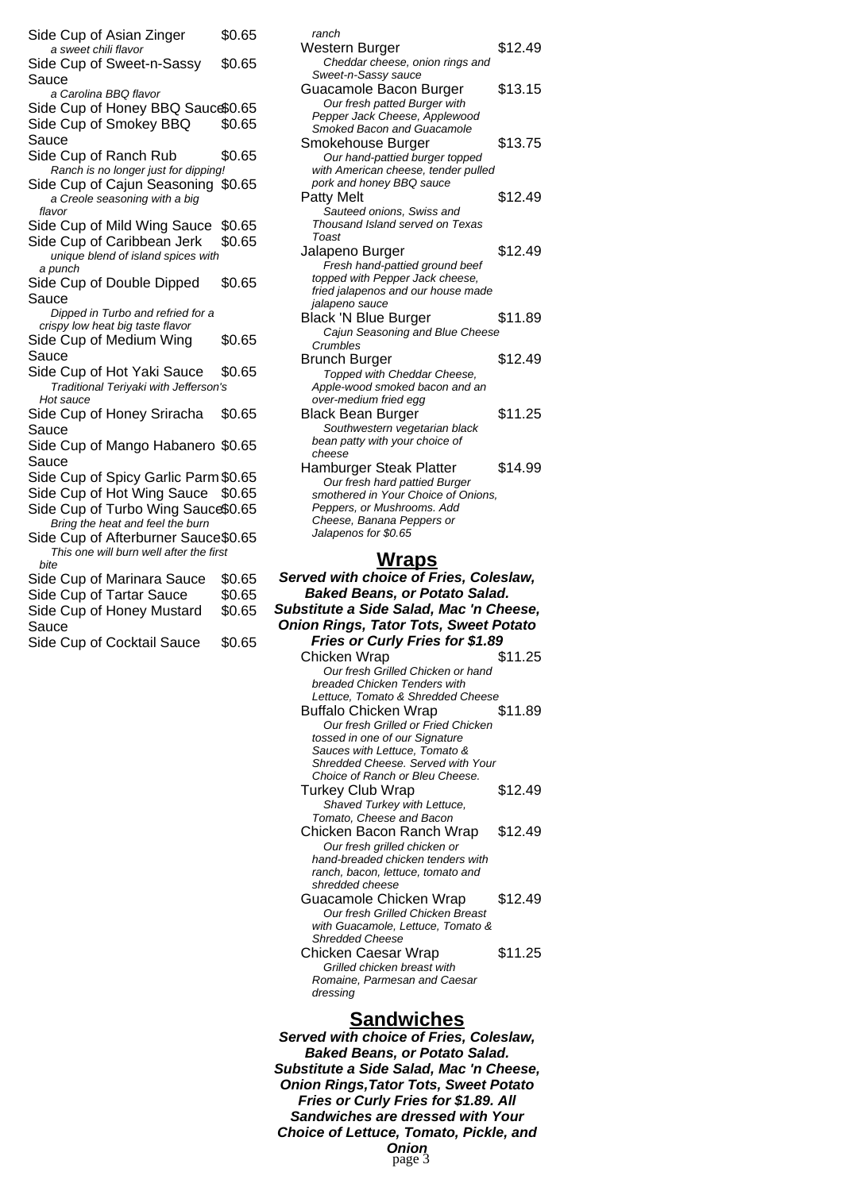Side Cup of Asian Zinger $0.65
*a sweet chili flavor*

Side Cup of Sweet-n-Sassy Sauce $0.65
*a Carolina BBQ flavor*

Side Cup of Honey BBQ Sauce $0.65

Side Cup of Smokey BBQ Sauce $0.65

Side Cup of Ranch Rub $0.65
*Ranch is no longer just for dipping!*

Side Cup of Cajun Seasoning $0.65
*a Creole seasoning with a big flavor*

Side Cup of Mild Wing Sauce $0.65

Side Cup of Caribbean Jerk $0.65
*unique blend of island spices with a punch*

Side Cup of Double Dipped Sauce $0.65
*Dipped in Turbo and refried for a crispy low heat big taste flavor*

Side Cup of Medium Wing Sauce $0.65

Side Cup of Hot Yaki Sauce $0.65
*Traditional Teriyaki with Jefferson's Hot sauce*

Side Cup of Honey Sriracha Sauce $0.65

Side Cup of Mango Habanero Sauce $0.65

Side Cup of Spicy Garlic Parm $0.65

Side Cup of Hot Wing Sauce $0.65

Side Cup of Turbo Wing Sauce $0.65
*Bring the heat and feel the burn*

Side Cup of Afterburner Sauce $0.65
*This one will burn well after the first bite*

Side Cup of Marinara Sauce $0.65

Side Cup of Tartar Sauce $0.65

Side Cup of Honey Mustard Sauce $0.65

Side Cup of Cocktail Sauce $0.65

*ranch*

Western Burger $12.49
*Cheddar cheese, onion rings and Sweet-n-Sassy sauce*

Guacamole Bacon Burger $13.15
*Our fresh patted Burger with Pepper Jack Cheese, Applewood Smoked Bacon and Guacamole*

Smokehouse Burger $13.75
*Our hand-pattied burger topped with American cheese, tender pulled pork and honey BBQ sauce*

Patty Melt $12.49
*Sauteed onions, Swiss and Thousand Island served on Texas Toast*

Jalapeno Burger $12.49
*Fresh hand-pattied ground beef topped with Pepper Jack cheese, fried jalapenos and our house made jalapeno sauce*

Black 'N Blue Burger $11.89
*Cajun Seasoning and Blue Cheese Crumbles*

Brunch Burger $12.49
*Topped with Cheddar Cheese, Apple-wood smoked bacon and an over-medium fried egg*

Black Bean Burger $11.25
*Southwestern vegetarian black bean patty with your choice of cheese*

Hamburger Steak Platter $14.99
*Our fresh hard pattied Burger smothered in Your Choice of Onions, Peppers, or Mushrooms. Add Cheese, Banana Peppers or Jalapenos for $0.65*

## Wraps

***Served with choice of Fries, Coleslaw, Baked Beans, or Potato Salad. Substitute a Side Salad, Mac 'n Cheese, Onion Rings, Tator Tots, Sweet Potato Fries or Curly Fries for $1.89***

Chicken Wrap $11.25
*Our fresh Grilled Chicken or hand breaded Chicken Tenders with Lettuce, Tomato & Shredded Cheese*

Buffalo Chicken Wrap $11.89
*Our fresh Grilled or Fried Chicken tossed in one of our Signature Sauces with Lettuce, Tomato & Shredded Cheese. Served with Your Choice of Ranch or Bleu Cheese.*

Turkey Club Wrap $12.49
*Shaved Turkey with Lettuce, Tomato, Cheese and Bacon*

Chicken Bacon Ranch Wrap $12.49
*Our fresh grilled chicken or hand-breaded chicken tenders with ranch, bacon, lettuce, tomato and shredded cheese*

Guacamole Chicken Wrap $12.49
*Our fresh Grilled Chicken Breast with Guacamole, Lettuce, Tomato & Shredded Cheese*

Chicken Caesar Wrap $11.25
*Grilled chicken breast with Romaine, Parmesan and Caesar dressing*

## Sandwiches

***Served with choice of Fries, Coleslaw, Baked Beans, or Potato Salad. Substitute a Side Salad, Mac 'n Cheese, Onion Rings,Tator Tots, Sweet Potato Fries or Curly Fries for $1.89. All Sandwiches are dressed with Your Choice of Lettuce, Tomato, Pickle, and Onion***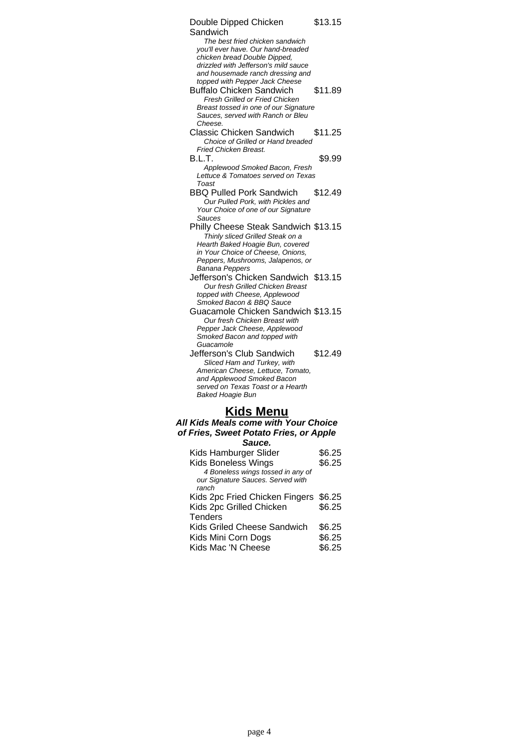**Double Dipped Chicken Sandwich** $13.15

*The best fried chicken sandwich you'll ever have. Our hand-breaded chicken bread Double Dipped, drizzled with Jefferson's mild sauce and housemade ranch dressing and topped with Pepper Jack Cheese*

**Buffalo Chicken Sandwich** $11.89

*Fresh Grilled or Fried Chicken Breast tossed in one of our Signature Sauces, served with Ranch or Bleu Cheese.*

**Classic Chicken Sandwich** $11.25

*Choice of Grilled or Hand breaded Fried Chicken Breast.*

**B.L.T.** $9.99

*Applewood Smoked Bacon, Fresh Lettuce & Tomatoes served on Texas Toast*

**BBQ Pulled Pork Sandwich** $12.49

*Our Pulled Pork, with Pickles and Your Choice of one of our Signature Sauces*

**Philly Cheese Steak Sandwich** $13.15

*Thinly sliced Grilled Steak on a Hearth Baked Hoagie Bun, covered in Your Choice of Cheese, Onions, Peppers, Mushrooms, Jalapenos, or Banana Peppers*

**Jefferson's Chicken Sandwich** $13.15

*Our fresh Grilled Chicken Breast topped with Cheese, Applewood Smoked Bacon & BBQ Sauce*

**Guacamole Chicken Sandwich** $13.15

*Our fresh Chicken Breast with Pepper Jack Cheese, Applewood Smoked Bacon and topped with Guacamole*

**Jefferson's Club Sandwich** $12.49

*Sliced Ham and Turkey, with American Cheese, Lettuce, Tomato, and Applewood Smoked Bacon served on Texas Toast or a Hearth Baked Hoagie Bun*

## Kids Menu

***All Kids Meals come with Your Choice of Fries, Sweet Potato Fries, or Apple Sauce.***

Kids Hamburger Slider $6.25

Kids Boneless Wings $6.25

*4 Boneless wings tossed in any of our Signature Sauces. Served with ranch*

Kids 2pc Fried Chicken Fingers $6.25

Kids 2pc Grilled Chicken Tenders $6.25

Kids Griled Cheese Sandwich $6.25

Kids Mini Corn Dogs $6.25

Kids Mac 'N Cheese $6.25